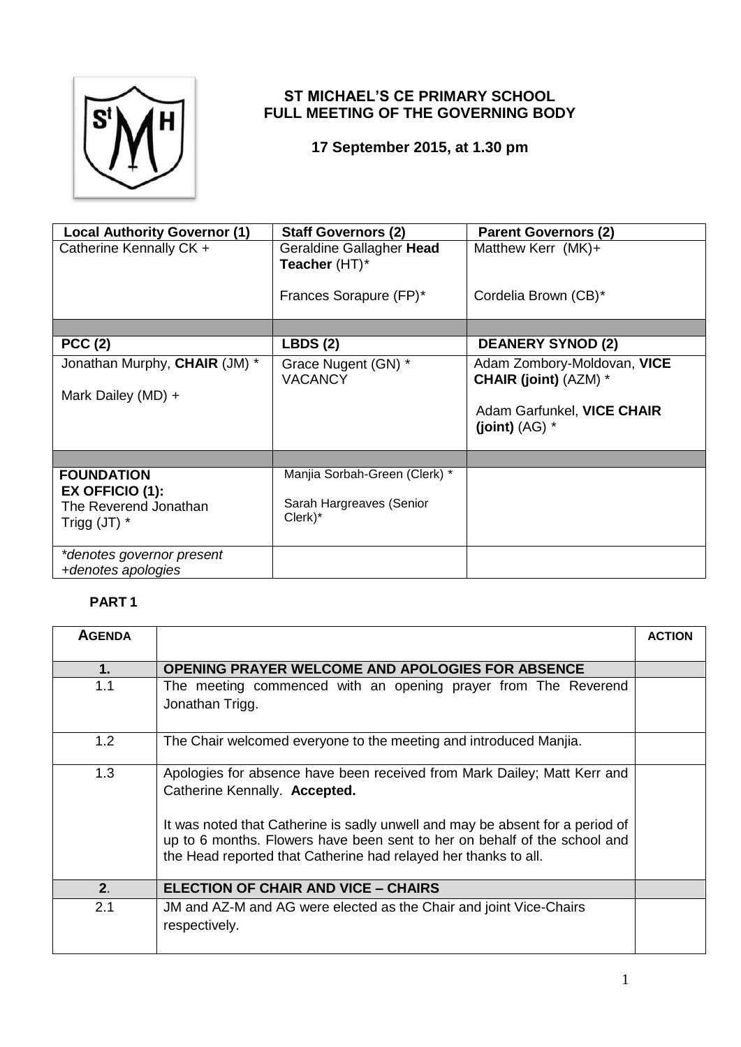# ST MICHAEL'S CE PRIMARY SCHOOL
## FULL MEETING OF THE GOVERNING BODY

**17 September 2015, at 1.30 pm**

| **Local Authority Governor (1)** | **Staff Governors (2)** | **Parent Governors (2)** |
|---|---|---|
| Catherine Kennally CK + | Geraldine Gallagher **Head Teacher** (HT)*<br><br>Frances Sorapure (FP)* | Matthew Kerr (MK)+<br><br>Cordelia Brown (CB)* |
| | | |
| **PCC (2)** | **LBDS (2)** | **DEANERY SYNOD (2)** |
| Jonathan Murphy, **CHAIR** (JM) *<br><br>Mark Dailey (MD) + | Grace Nugent (GN) *<br>VACANCY | Adam Zombory-Moldovan, **VICE CHAIR (joint)** (AZM) *<br><br>Adam Garfunkel, **VICE CHAIR (joint)** (AG) * |
| | | |
| **FOUNDATION EX OFFICIO (1):**<br>The Reverend Jonathan Trigg (JT) * | Manjia Sorbah-Green (Clerk) *<br><br>Sarah Hargreaves (Senior Clerk)* | |
| *denotes governor present<br>+denotes apologies | | |

**PART 1**

| **AGENDA** | | **ACTION** |
|---|---|---|
| **1.** | **OPENING PRAYER WELCOME AND APOLOGIES FOR ABSENCE** | |
| 1.1 | The meeting commenced with an opening prayer from The Reverend Jonathan Trigg. | |
| 1.2 | The Chair welcomed everyone to the meeting and introduced Manjia. | |
| 1.3 | Apologies for absence have been received from Mark Dailey; Matt Kerr and Catherine Kennally. **Accepted.**<br><br>It was noted that Catherine is sadly unwell and may be absent for a period of up to 6 months. Flowers have been sent to her on behalf of the school and the Head reported that Catherine had relayed her thanks to all. | |
| **2**. | **ELECTION OF CHAIR AND VICE – CHAIRS** | |
| 2.1 | JM and AZ-M and AG were elected as the Chair and joint Vice-Chairs respectively. | |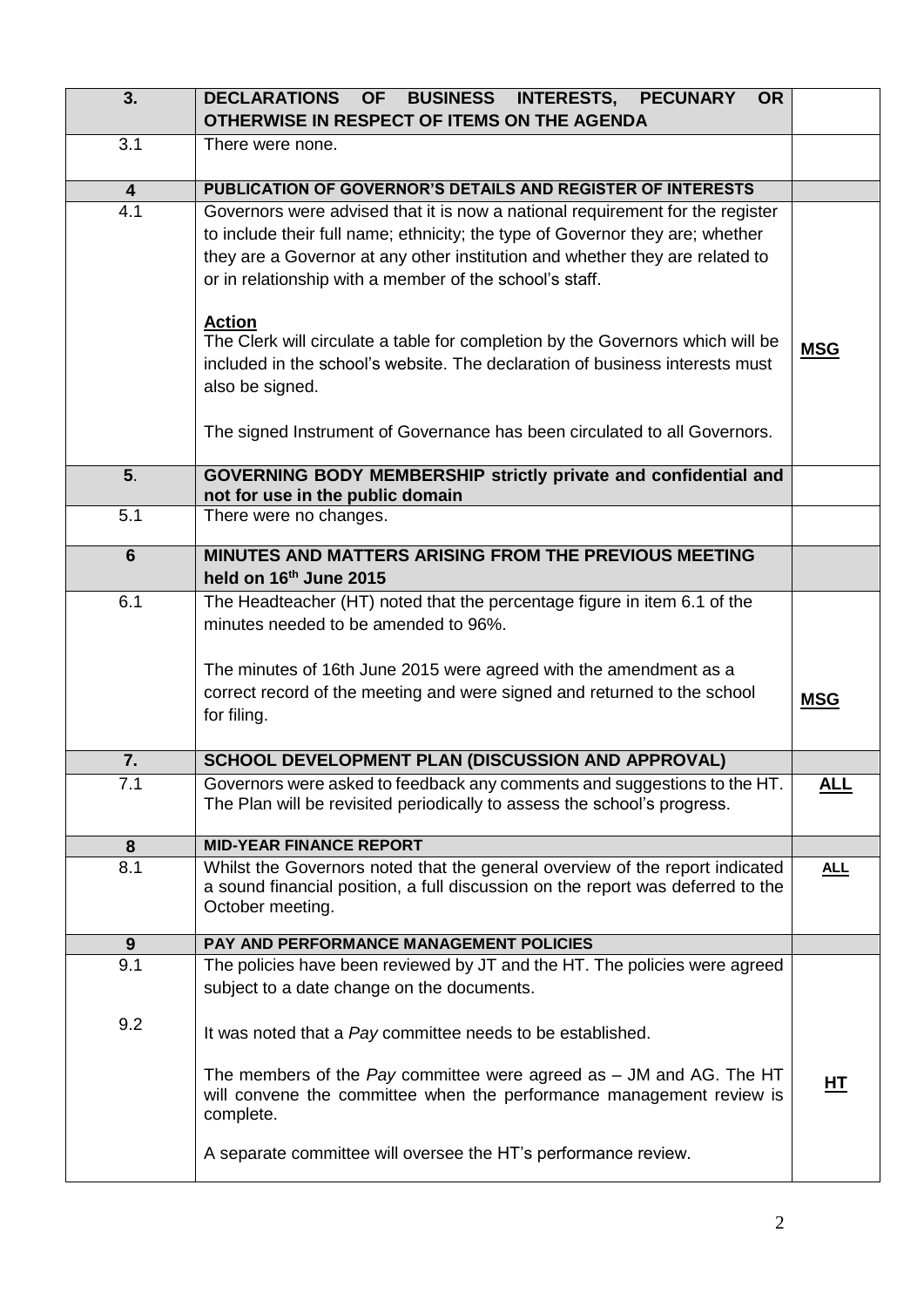| 3. | DECLARATIONS OF BUSINESS INTERESTS, PECUNARY OR OTHERWISE IN RESPECT OF ITEMS ON THE AGENDA | |
|---|---|---|
| 3.1 | There were none. | |
| 4 | PUBLICATION OF GOVERNOR'S DETAILS AND REGISTER OF INTERESTS | |
| 4.1 | Governors were advised that it is now a national requirement for the register to include their full name; ethnicity; the type of Governor they are; whether they are a Governor at any other institution and whether they are related to or in relationship with a member of the school's staff.<br><br>**Action**<br>The Clerk will circulate a table for completion by the Governors which will be included in the school's website. The declaration of business interests must also be signed.<br><br>The signed Instrument of Governance has been circulated to all Governors. | **MSG** |
| 5. | GOVERNING BODY MEMBERSHIP strictly private and confidential and not for use in the public domain | |
| 5.1 | There were no changes. | |
| 6 | MINUTES AND MATTERS ARISING FROM THE PREVIOUS MEETING held on 16th June 2015 | |
| 6.1 | The Headteacher (HT) noted that the percentage figure in item 6.1 of the minutes needed to be amended to 96%.<br><br>The minutes of 16th June 2015 were agreed with the amendment as a correct record of the meeting and were signed and returned to the school for filing. | **MSG** |
| 7. | SCHOOL DEVELOPMENT PLAN (DISCUSSION AND APPROVAL) | |
| 7.1 | Governors were asked to feedback any comments and suggestions to the HT. The Plan will be revisited periodically to assess the school's progress. | **ALL** |
| 8 | MID-YEAR FINANCE REPORT | |
| 8.1 | Whilst the Governors noted that the general overview of the report indicated a sound financial position, a full discussion on the report was deferred to the October meeting. | **ALL** |
| 9 | PAY AND PERFORMANCE MANAGEMENT POLICIES | |
| 9.1 | The policies have been reviewed by JT and the HT. The policies were agreed subject to a date change on the documents. | |
| 9.2 | It was noted that a *Pay* committee needs to be established.<br><br>The members of the *Pay* committee were agreed as – JM and AG. The HT will convene the committee when the performance management review is complete.<br><br>A separate committee will oversee the HT's performance review. | **HT** |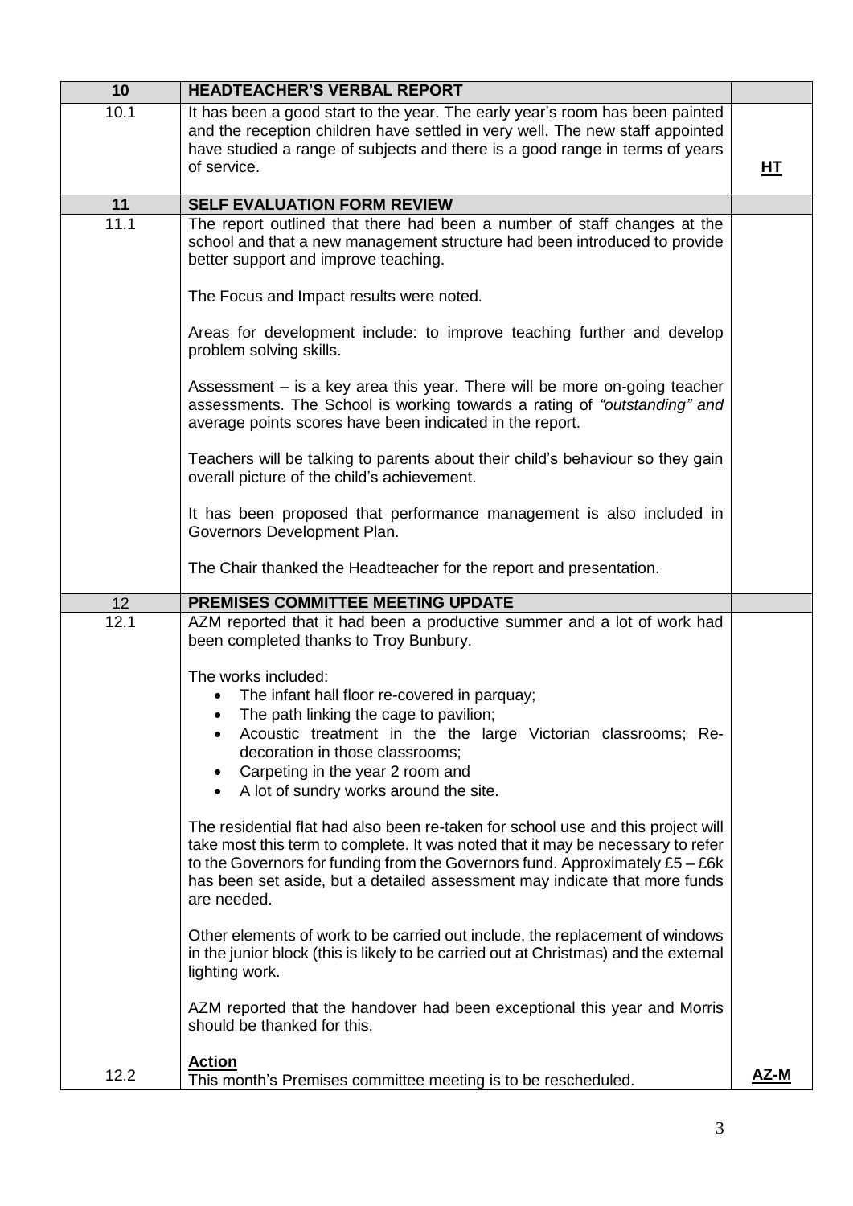| 10 | **HEADTEACHER'S VERBAL REPORT** | |
|---|---|---|
| 10.1 | It has been a good start to the year. The early year's room has been painted and the reception children have settled in very well. The new staff appointed have studied a range of subjects and there is a good range in terms of years of service. | **HT** |
| **11** | **SELF EVALUATION FORM REVIEW** | |
| 11.1 | The report outlined that there had been a number of staff changes at the school and that a new management structure had been introduced to provide better support and improve teaching.<br><br>The Focus and Impact results were noted.<br><br>Areas for development include: to improve teaching further and develop problem solving skills.<br><br>Assessment – is a key area this year. There will be more on-going teacher assessments. The School is working towards a rating of *"outstanding" and* average points scores have been indicated in the report.<br><br>Teachers will be talking to parents about their child's behaviour so they gain overall picture of the child's achievement.<br><br>It has been proposed that performance management is also included in Governors Development Plan.<br><br>The Chair thanked the Headteacher for the report and presentation. | |
| 12 | **PREMISES COMMITTEE MEETING UPDATE** | |
| 12.1 | AZM reported that it had been a productive summer and a lot of work had been completed thanks to Troy Bunbury.<br><br>The works included:<br>• The infant hall floor re-covered in parquay;<br>• The path linking the cage to pavilion;<br>• Acoustic treatment in the the large Victorian classrooms; Re-decoration in those classrooms;<br>• Carpeting in the year 2 room and<br>• A lot of sundry works around the site.<br><br>The residential flat had also been re-taken for school use and this project will take most this term to complete. It was noted that it may be necessary to refer to the Governors for funding from the Governors fund. Approximately £5 – £6k has been set aside, but a detailed assessment may indicate that more funds are needed.<br><br>Other elements of work to be carried out include, the replacement of windows in the junior block (this is likely to be carried out at Christmas) and the external lighting work.<br><br>AZM reported that the handover had been exceptional this year and Morris should be thanked for this. | |
| 12.2 | **Action**<br>This month's Premises committee meeting is to be rescheduled. | **AZ-M** |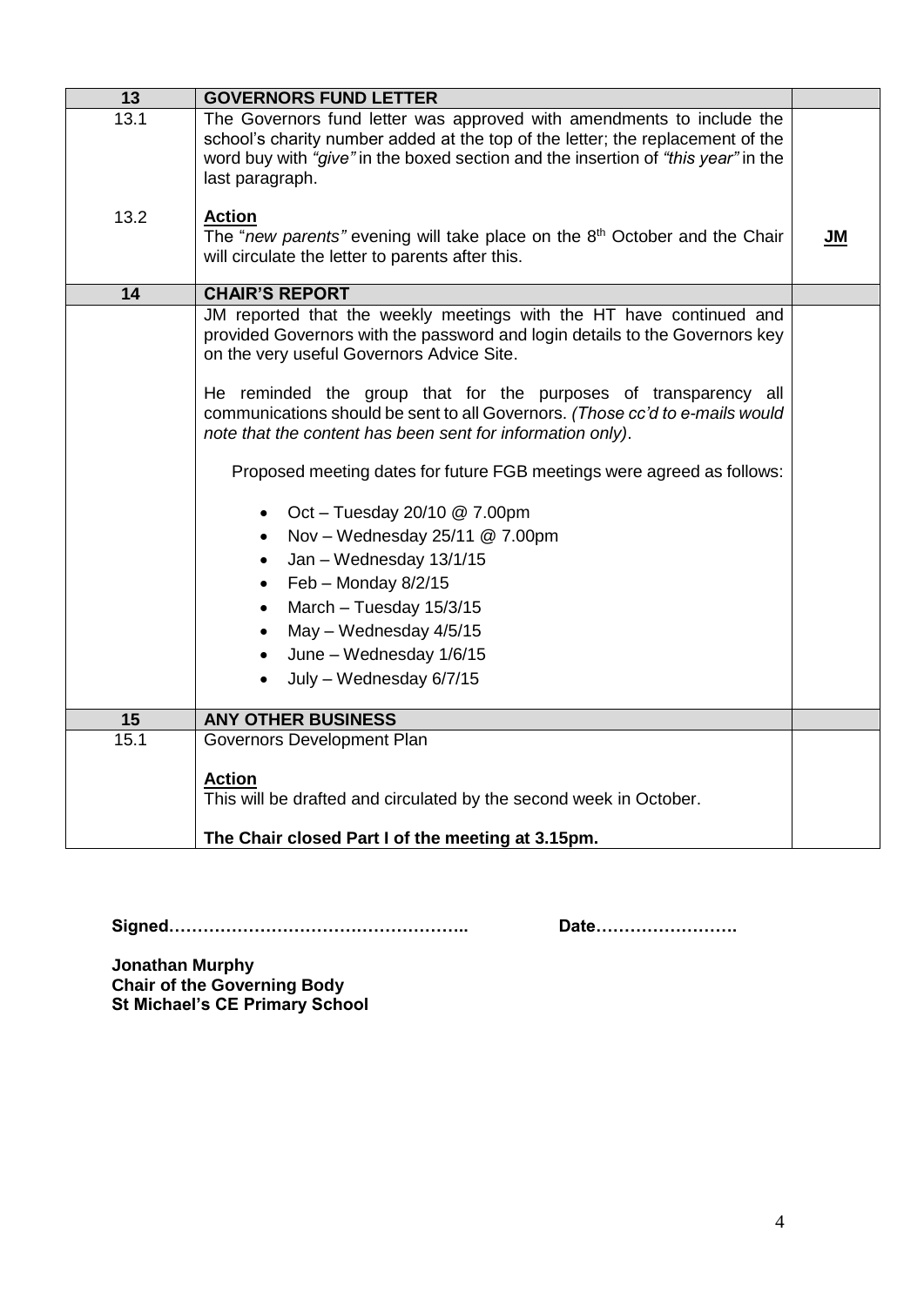| 13 | GOVERNORS FUND LETTER | |
|---|---|---|
| 13.1 | The Governors fund letter was approved with amendments to include the school's charity number added at the top of the letter; the replacement of the word buy with *"give"* in the boxed section and the insertion of *"this year"* in the last paragraph. | |
| 13.2 | **Action**<br>The "*new parents"* evening will take place on the 8th October and the Chair will circulate the letter to parents after this. | **JM** |
| **14** | **CHAIR'S REPORT** | |
| | JM reported that the weekly meetings with the HT have continued and provided Governors with the password and login details to the Governors key on the very useful Governors Advice Site.<br><br>He reminded the group that for the purposes of transparency all communications should be sent to all Governors. *(Those cc'd to e-mails would note that the content has been sent for information only)*.<br><br>Proposed meeting dates for future FGB meetings were agreed as follows:<br><br>• Oct – Tuesday 20/10 @ 7.00pm<br>• Nov – Wednesday 25/11 @ 7.00pm<br>• Jan – Wednesday 13/1/15<br>• Feb – Monday 8/2/15<br>• March – Tuesday 15/3/15<br>• May – Wednesday 4/5/15<br>• June – Wednesday 1/6/15<br>• July – Wednesday 6/7/15 | |
| **15** | **ANY OTHER BUSINESS** | |
| 15.1 | Governors Development Plan<br><br>**Action**<br>This will be drafted and circulated by the second week in October.<br><br>**The Chair closed Part I of the meeting at 3.15pm.** | |

**Signed……………………………………………..** **Date…………………….**

**Jonathan Murphy**
**Chair of the Governing Body**
**St Michael's CE Primary School**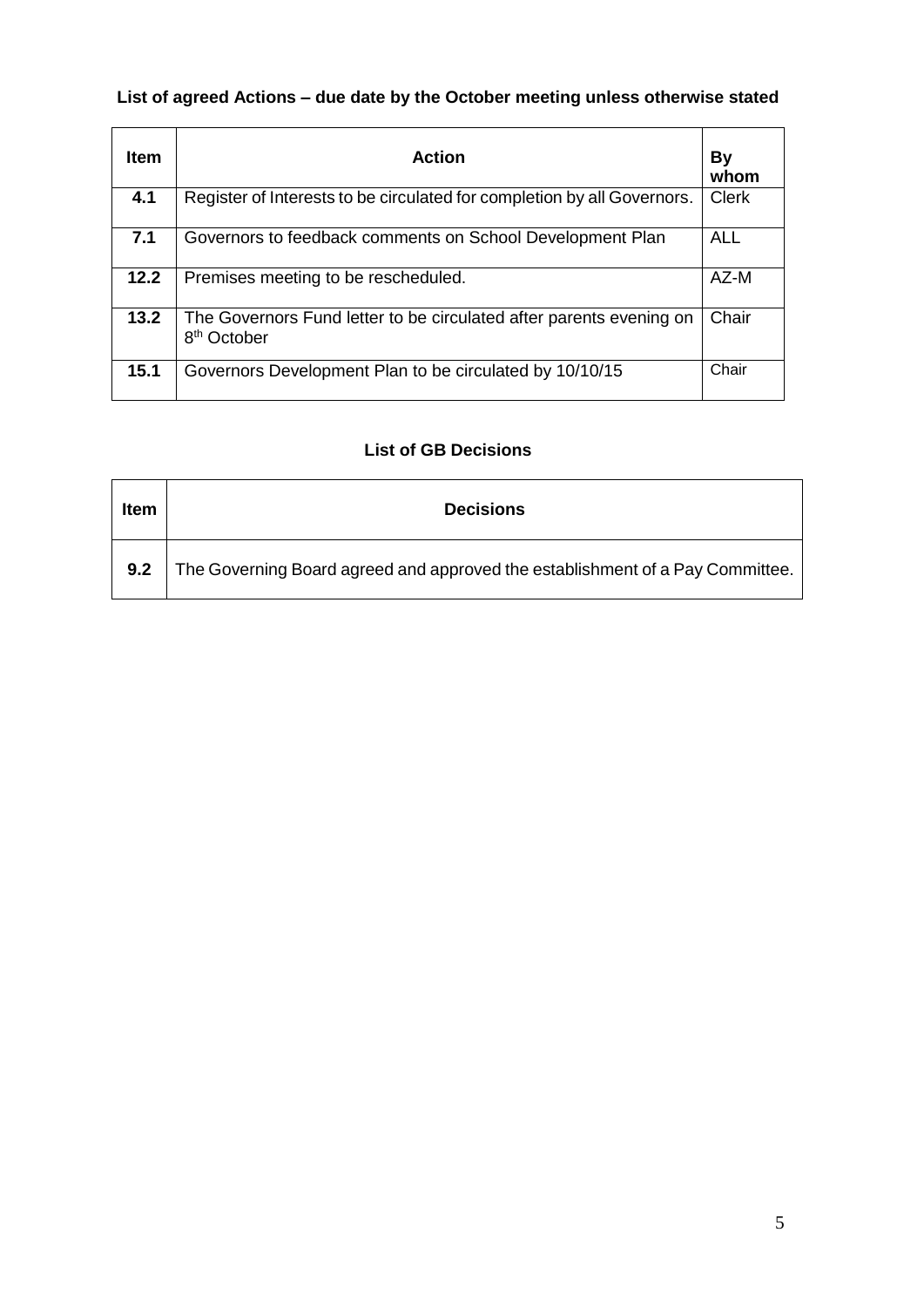**List of agreed Actions – due date by the October meeting unless otherwise stated**

| Item | Action | By whom |
|---|---|---|
| **4.1** | Register of Interests to be circulated for completion by all Governors. | Clerk |
| **7.1** | Governors to feedback comments on School Development Plan | ALL |
| **12.2** | Premises meeting to be rescheduled. | AZ-M |
| **13.2** | The Governors Fund letter to be circulated after parents evening on 8th October | Chair |
| **15.1** | Governors Development Plan to be circulated by 10/10/15 | Chair |

**List of GB Decisions**

| Item | Decisions |
|---|---|
| **9.2** | The Governing Board agreed and approved the establishment of a Pay Committee. |